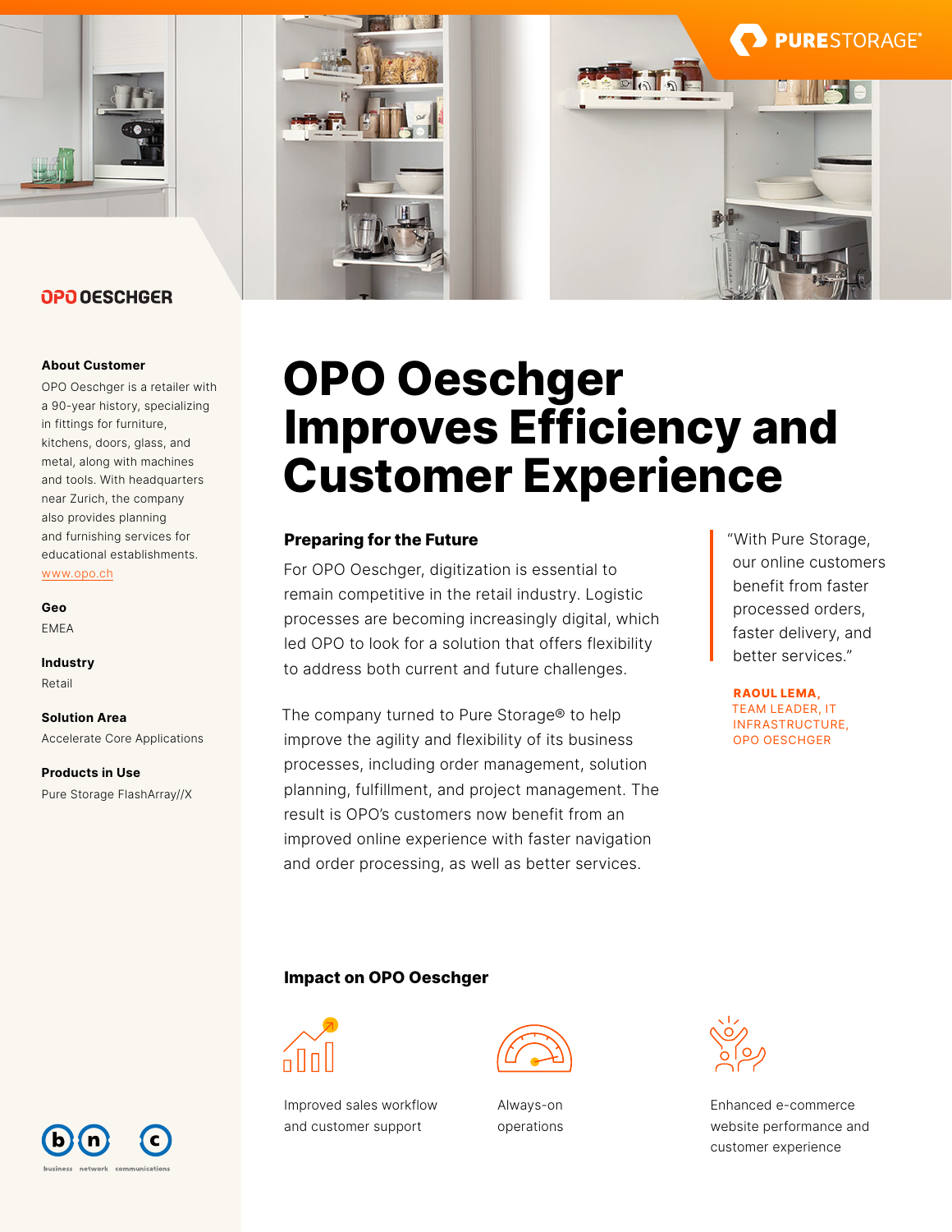# OPO Oeschger Improves Efficiency and Customer Experience

**About Customer**

OPO Oeschger is a retailer with a 90-year history, specializing in fittings for furniture, kitchens, doors, glass, and metal, along with machines and tools. With headquarters near Zurich, the company also provides planning and furnishing services for educational establishments.

www.opo.ch

**Geo**

EMEA

**Industry**

Retail

**Solution Area**

Accelerate Core Applications

**Products in Use**

Pure Storage FlashArray//X

## Preparing for the Future

For OPO Oeschger, digitization is essential to remain competitive in the retail industry. Logistic processes are becoming increasingly digital, which led OPO to look for a solution that offers flexibility to address both current and future challenges.

The company turned to Pure Storage® to help improve the agility and flexibility of its business processes, including order management, solution planning, fulfillment, and project management. The result is OPO's customers now benefit from an improved online experience with faster navigation and order processing, as well as better services.

> "With Pure Storage, our online customers benefit from faster processed orders, faster delivery, and better services."
>
> **RAOUL LEMA,** TEAM LEADER, IT INFRASTRUCTURE, OPO OESCHGER

## Impact on OPO Oeschger

- Improved sales workflow and customer support
- Always-on operations
- Enhanced e-commerce website performance and customer experience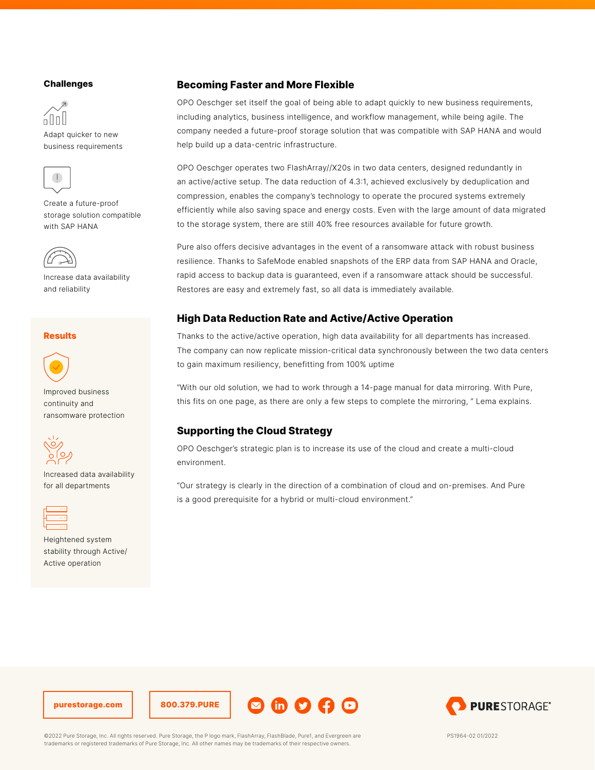## Challenges

Adapt quicker to new business requirements

Create a future-proof storage solution compatible with SAP HANA

Increase data availability and reliability

## Results

Improved business continuity and ransomware protection

Increased data availability for all departments

Heightened system stability through Active/Active operation

## Becoming Faster and More Flexible

OPO Oeschger set itself the goal of being able to adapt quickly to new business requirements, including analytics, business intelligence, and workflow management, while being agile. The company needed a future-proof storage solution that was compatible with SAP HANA and would help build up a data-centric infrastructure.

OPO Oeschger operates two FlashArray//X20s in two data centers, designed redundantly in an active/active setup. The data reduction of 4.3:1, achieved exclusively by deduplication and compression, enables the company's technology to operate the procured systems extremely efficiently while also saving space and energy costs. Even with the large amount of data migrated to the storage system, there are still 40% free resources available for future growth.

Pure also offers decisive advantages in the event of a ransomware attack with robust business resilience. Thanks to SafeMode enabled snapshots of the ERP data from SAP HANA and Oracle, rapid access to backup data is guaranteed, even if a ransomware attack should be successful. Restores are easy and extremely fast, so all data is immediately available.

## High Data Reduction Rate and Active/Active Operation

Thanks to the active/active operation, high data availability for all departments has increased. The company can now replicate mission-critical data synchronously between the two data centers to gain maximum resiliency, benefitting from 100% uptime

"With our old solution, we had to work through a 14-page manual for data mirroring. With Pure, this fits on one page, as there are only a few steps to complete the mirroring, " Lema explains.

## Supporting the Cloud Strategy

OPO Oeschger's strategic plan is to increase its use of the cloud and create a multi-cloud environment.

"Our strategy is clearly in the direction of a combination of cloud and on-premises. And Pure is a good prerequisite for a hybrid or multi-cloud environment."

purestorage.com

800.379.PURE

PURESTORAGE®

©2022 Pure Storage, Inc. All rights reserved. Pure Storage, the P logo mark, FlashArray, FlashBlade, Pure1, and Evergreen are trademarks or registered trademarks of Pure Storage, Inc. All other names may be trademarks of their respective owners.

PS1964-02 01/2022